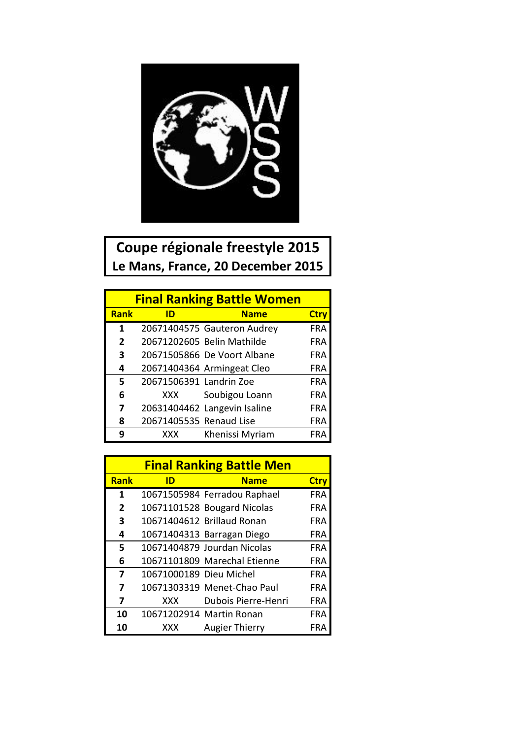# Coupe régionale freestyle 2015

## Le Mans, France, 20 December 2015

### Final Ranking Battle Women

| Rank | ID | Name | Ctry |
|---|---|---|---|
| 1 | 20671404575 | Gauteron Audrey | FRA |
| 2 | 20671202605 | Belin Mathilde | FRA |
| 3 | 20671505866 | De Voort Albane | FRA |
| 4 | 20671404364 | Armingeat Cleo | FRA |
| 5 | 20671506391 | Landrin Zoe | FRA |
| 6 | XXX | Soubigou Loann | FRA |
| 7 | 20631404462 | Langevin Isaline | FRA |
| 8 | 20671405535 | Renaud Lise | FRA |
| 9 | XXX | Khenissi Myriam | FRA |

### Final Ranking Battle Men

| Rank | ID | Name | Ctry |
|---|---|---|---|
| 1 | 10671505984 | Ferradou Raphael | FRA |
| 2 | 10671101528 | Bougard Nicolas | FRA |
| 3 | 10671404612 | Brillaud Ronan | FRA |
| 4 | 10671404313 | Barragan Diego | FRA |
| 5 | 10671404879 | Jourdan Nicolas | FRA |
| 6 | 10671101809 | Marechal Etienne | FRA |
| 7 | 10671000189 | Dieu Michel | FRA |
| 7 | 10671303319 | Menet-Chao Paul | FRA |
| 7 | XXX | Dubois Pierre-Henri | FRA |
| 10 | 10671202914 | Martin Ronan | FRA |
| 10 | XXX | Augier Thierry | FRA |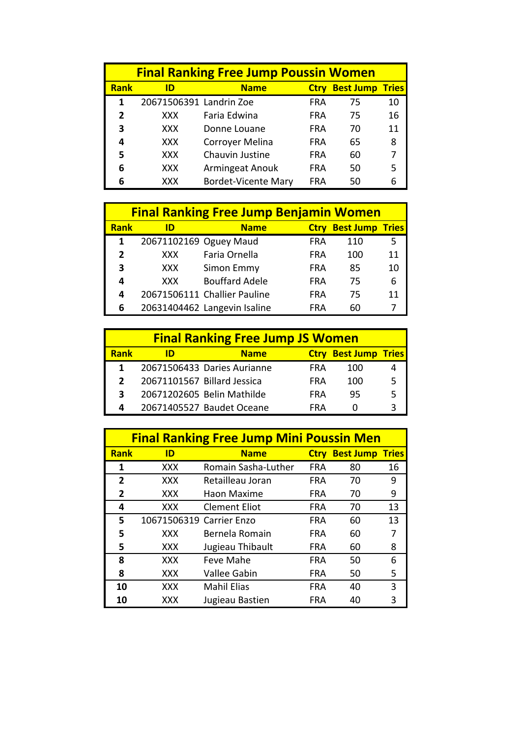## Final Ranking Free Jump Poussin Women

| Rank | ID | Name | Ctry | Best Jump | Tries |
|---|---|---|---|---|---|
| 1 | 20671506391 | Landrin Zoe | FRA | 75 | 10 |
| 2 | XXX | Faria Edwina | FRA | 75 | 16 |
| 3 | XXX | Donne Louane | FRA | 70 | 11 |
| 4 | XXX | Corroyer Melina | FRA | 65 | 8 |
| 5 | XXX | Chauvin Justine | FRA | 60 | 7 |
| 6 | XXX | Armingeat Anouk | FRA | 50 | 5 |
| 6 | XXX | Bordet-Vicente Mary | FRA | 50 | 6 |

## Final Ranking Free Jump Benjamin Women

| Rank | ID | Name | Ctry | Best Jump | Tries |
|---|---|---|---|---|---|
| 1 | 20671102169 | Oguey Maud | FRA | 110 | 5 |
| 2 | XXX | Faria Ornella | FRA | 100 | 11 |
| 3 | XXX | Simon Emmy | FRA | 85 | 10 |
| 4 | XXX | Bouffard Adele | FRA | 75 | 6 |
| 4 | 20671506111 | Challier Pauline | FRA | 75 | 11 |
| 6 | 20631404462 | Langevin Isaline | FRA | 60 | 7 |

## Final Ranking Free Jump JS Women

| Rank | ID | Name | Ctry | Best Jump | Tries |
|---|---|---|---|---|---|
| 1 | 20671506433 | Daries Aurianne | FRA | 100 | 4 |
| 2 | 20671101567 | Billard Jessica | FRA | 100 | 5 |
| 3 | 20671202605 | Belin Mathilde | FRA | 95 | 5 |
| 4 | 20671405527 | Baudet Oceane | FRA | 0 | 3 |

## Final Ranking Free Jump Mini Poussin Men

| Rank | ID | Name | Ctry | Best Jump | Tries |
|---|---|---|---|---|---|
| 1 | XXX | Romain Sasha-Luther | FRA | 80 | 16 |
| 2 | XXX | Retailleau Joran | FRA | 70 | 9 |
| 2 | XXX | Haon Maxime | FRA | 70 | 9 |
| 4 | XXX | Clement Eliot | FRA | 70 | 13 |
| 5 | 10671506319 | Carrier Enzo | FRA | 60 | 13 |
| 5 | XXX | Bernela Romain | FRA | 60 | 7 |
| 5 | XXX | Jugieau Thibault | FRA | 60 | 8 |
| 8 | XXX | Feve Mahe | FRA | 50 | 6 |
| 8 | XXX | Vallee Gabin | FRA | 50 | 5 |
| 10 | XXX | Mahil Elias | FRA | 40 | 3 |
| 10 | XXX | Jugieau Bastien | FRA | 40 | 3 |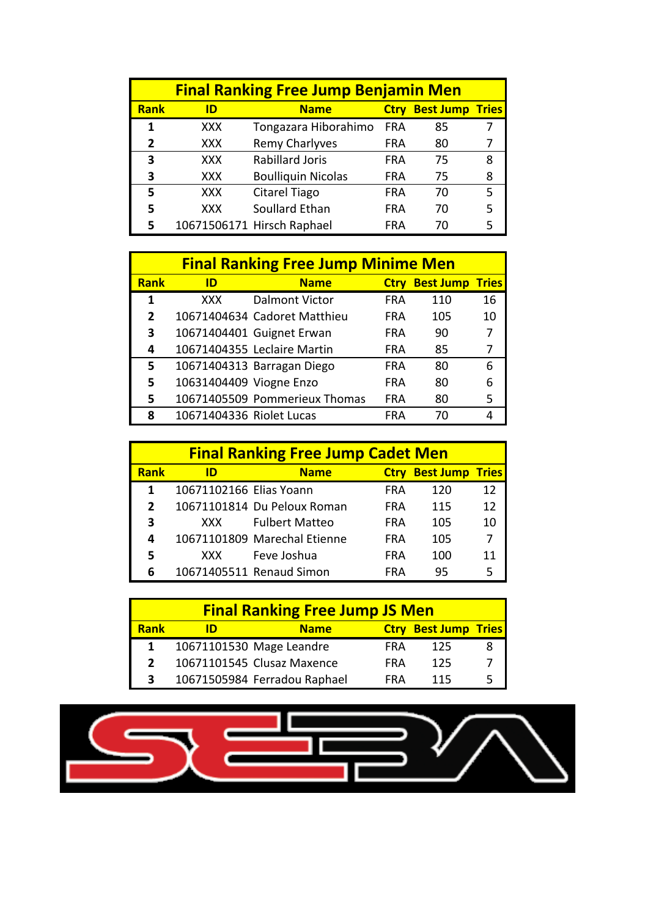## Final Ranking Free Jump Benjamin Men

| Rank | ID | Name | Ctry | Best Jump | Tries |
|---|---|---|---|---|---|
| 1 | XXX | Tongazara Hiborahimo | FRA | 85 | 7 |
| 2 | XXX | Remy Charlyves | FRA | 80 | 7 |
| 3 | XXX | Rabillard Joris | FRA | 75 | 8 |
| 3 | XXX | Boulliquin Nicolas | FRA | 75 | 8 |
| 5 | XXX | Citarel Tiago | FRA | 70 | 5 |
| 5 | XXX | Soullard Ethan | FRA | 70 | 5 |
| 5 | 10671506171 | Hirsch Raphael | FRA | 70 | 5 |

## Final Ranking Free Jump Minime Men

| Rank | ID | Name | Ctry | Best Jump | Tries |
|---|---|---|---|---|---|
| 1 | XXX | Dalmont Victor | FRA | 110 | 16 |
| 2 | 10671404634 | Cadoret Matthieu | FRA | 105 | 10 |
| 3 | 10671404401 | Guignet Erwan | FRA | 90 | 7 |
| 4 | 10671404355 | Leclaire Martin | FRA | 85 | 7 |
| 5 | 10671404313 | Barragan Diego | FRA | 80 | 6 |
| 5 | 10631404409 | Viogne Enzo | FRA | 80 | 6 |
| 5 | 10671405509 | Pommerieux Thomas | FRA | 80 | 5 |
| 8 | 10671404336 | Riolet Lucas | FRA | 70 | 4 |

## Final Ranking Free Jump Cadet Men

| Rank | ID | Name | Ctry | Best Jump | Tries |
|---|---|---|---|---|---|
| 1 | 10671102166 | Elias Yoann | FRA | 120 | 12 |
| 2 | 10671101814 | Du Peloux Roman | FRA | 115 | 12 |
| 3 | XXX | Fulbert Matteo | FRA | 105 | 10 |
| 4 | 10671101809 | Marechal Etienne | FRA | 105 | 7 |
| 5 | XXX | Feve Joshua | FRA | 100 | 11 |
| 6 | 10671405511 | Renaud Simon | FRA | 95 | 5 |

## Final Ranking Free Jump JS Men

| Rank | ID | Name | Ctry | Best Jump | Tries |
|---|---|---|---|---|---|
| 1 | 10671101530 | Mage Leandre | FRA | 125 | 8 |
| 2 | 10671101545 | Clusaz Maxence | FRA | 125 | 7 |
| 3 | 10671505984 | Ferradou Raphael | FRA | 115 | 5 |